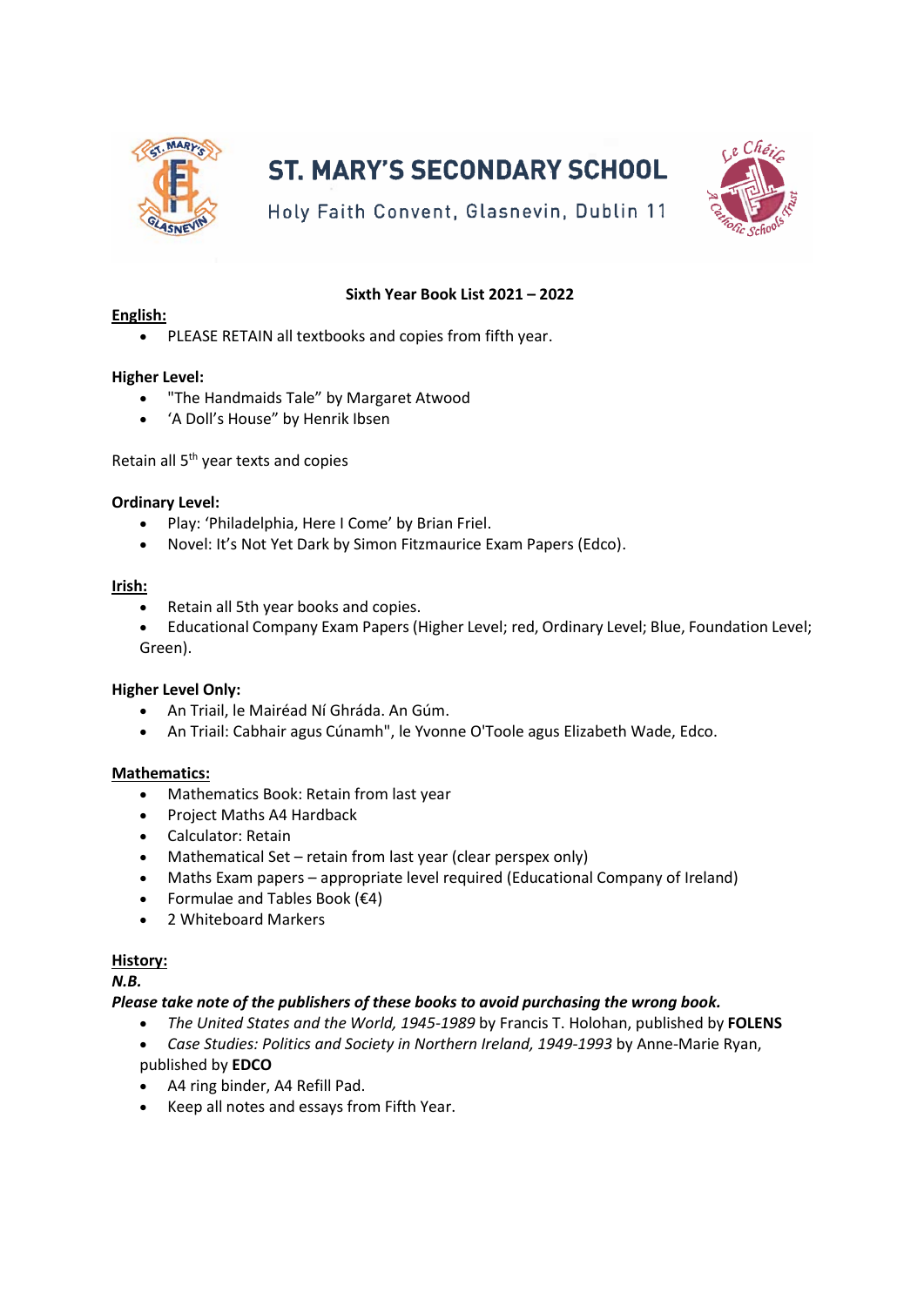# ST. MARY'S SECONDARY SCHOOL

Holy Faith Convent, Glasnevin, Dublin 11

**Sixth Year Book List 2021 – 2022**

## English:

- PLEASE RETAIN all textbooks and copies from fifth year.

**Higher Level:**

- "The Handmaids Tale" by Margaret Atwood
- 'A Doll's House" by Henrik Ibsen

Retain all 5th year texts and copies

**Ordinary Level:**

- Play: 'Philadelphia, Here I Come' by Brian Friel.
- Novel: It's Not Yet Dark by Simon Fitzmaurice Exam Papers (Edco).

## Irish:

- Retain all 5th year books and copies.
- Educational Company Exam Papers (Higher Level; red, Ordinary Level; Blue, Foundation Level; Green).

**Higher Level Only:**

- An Triail, le Mairéad Ní Ghráda. An Gúm.
- An Triail: Cabhair agus Cúnamh", le Yvonne O'Toole agus Elizabeth Wade, Edco.

## Mathematics:

- Mathematics Book: Retain from last year
- Project Maths A4 Hardback
- Calculator: Retain
- Mathematical Set – retain from last year (clear perspex only)
- Maths Exam papers – appropriate level required (Educational Company of Ireland)
- Formulae and Tables Book (€4)
- 2 Whiteboard Markers

## History:

***N.B.***

***Please take note of the publishers of these books to avoid purchasing the wrong book.***

- *The United States and the World, 1945-1989* by Francis T. Holohan, published by **FOLENS**
- *Case Studies: Politics and Society in Northern Ireland, 1949-1993* by Anne-Marie Ryan, published by **EDCO**
- A4 ring binder, A4 Refill Pad.
- Keep all notes and essays from Fifth Year.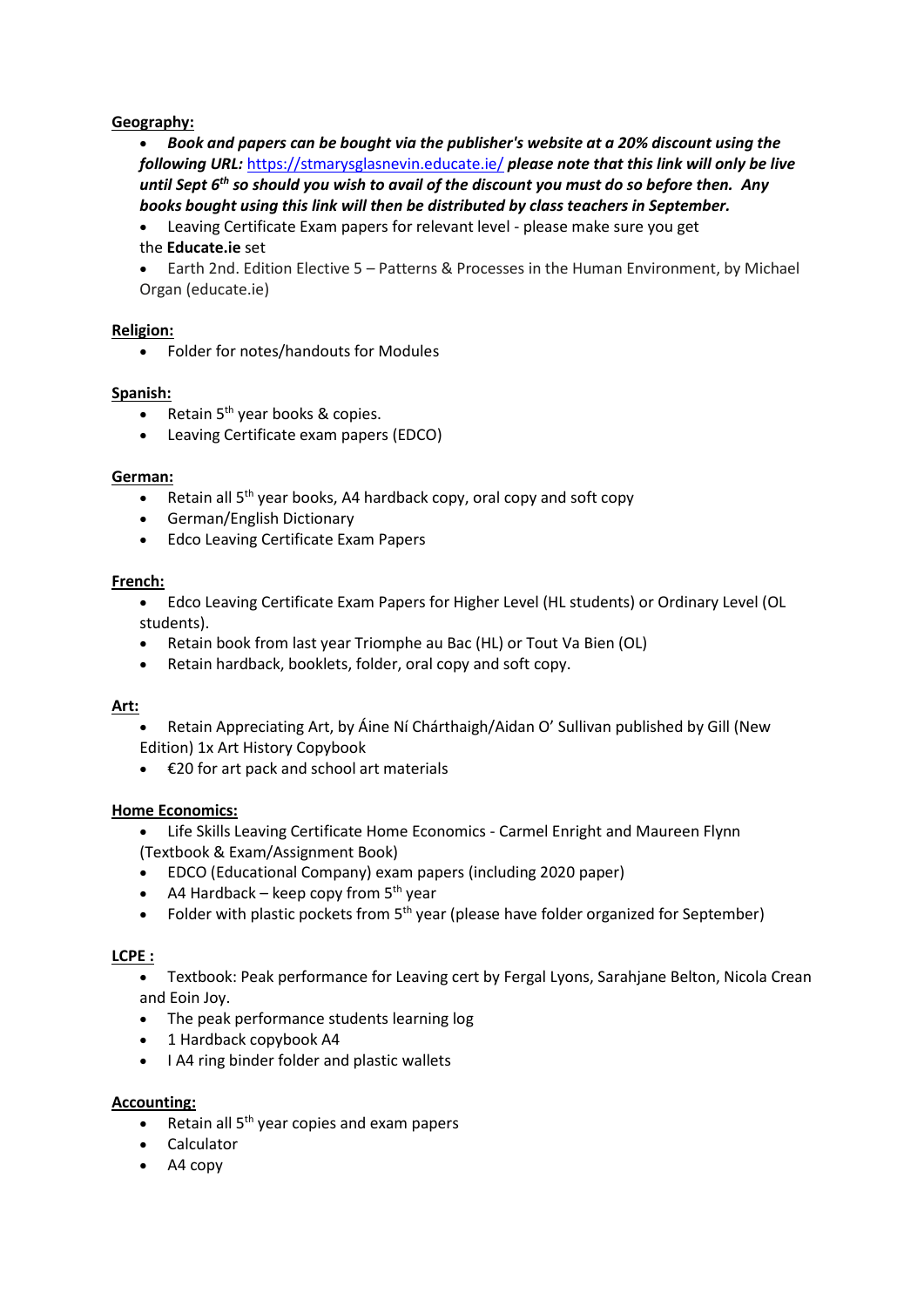**Geography:**

- ***Book and papers can be bought via the publisher's website at a 20% discount using the following URL:*** [https://stmarysglasnevin.educate.ie/](https://stmarysglasnevin.educate.ie/) ***please note that this link will only be live until Sept 6th so should you wish to avail of the discount you must do so before then. Any books bought using this link will then be distributed by class teachers in September.***
- Leaving Certificate Exam papers for relevant level - please make sure you get the **Educate.ie** set
- Earth 2nd. Edition Elective 5 – Patterns & Processes in the Human Environment, by Michael Organ (educate.ie)

**Religion:**

- Folder for notes/handouts for Modules

**Spanish:**

- Retain 5th year books & copies.
- Leaving Certificate exam papers (EDCO)

**German:**

- Retain all 5th year books, A4 hardback copy, oral copy and soft copy
- German/English Dictionary
- Edco Leaving Certificate Exam Papers

**French:**

- Edco Leaving Certificate Exam Papers for Higher Level (HL students) or Ordinary Level (OL students).
- Retain book from last year Triomphe au Bac (HL) or Tout Va Bien (OL)
- Retain hardback, booklets, folder, oral copy and soft copy.

**Art:**

- Retain Appreciating Art, by Áine Ní Chárthaigh/Aidan O' Sullivan published by Gill (New Edition) 1x Art History Copybook
- €20 for art pack and school art materials

**Home Economics:**

- Life Skills Leaving Certificate Home Economics - Carmel Enright and Maureen Flynn (Textbook & Exam/Assignment Book)
- EDCO (Educational Company) exam papers (including 2020 paper)
- A4 Hardback – keep copy from 5th year
- Folder with plastic pockets from 5th year (please have folder organized for September)

**LCPE :**

- Textbook: Peak performance for Leaving cert by Fergal Lyons, Sarahjane Belton, Nicola Crean and Eoin Joy.
- The peak performance students learning log
- 1 Hardback copybook A4
- I A4 ring binder folder and plastic wallets

**Accounting:**

- Retain all 5th year copies and exam papers
- Calculator
- A4 copy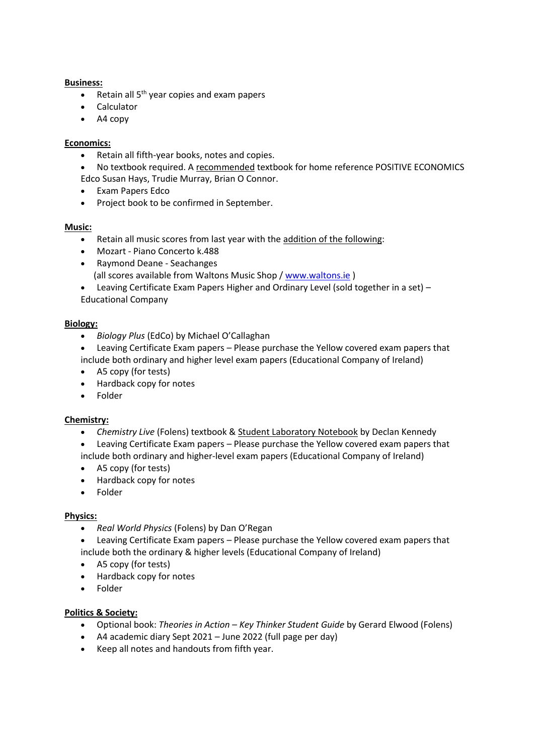**Business:**

- Retain all 5th year copies and exam papers
- Calculator
- A4 copy

**Economics:**

- Retain all fifth-year books, notes and copies.
- No textbook required. A recommended textbook for home reference POSITIVE ECONOMICS Edco Susan Hays, Trudie Murray, Brian O Connor.
- Exam Papers Edco
- Project book to be confirmed in September.

**Music:**

- Retain all music scores from last year with the addition of the following:
- Mozart - Piano Concerto k.488
- Raymond Deane - Seachanges
  (all scores available from Waltons Music Shop / www.waltons.ie )
- Leaving Certificate Exam Papers Higher and Ordinary Level (sold together in a set) – Educational Company

**Biology:**

- *Biology Plus* (EdCo) by Michael O'Callaghan
- Leaving Certificate Exam papers – Please purchase the Yellow covered exam papers that include both ordinary and higher level exam papers (Educational Company of Ireland)
- A5 copy (for tests)
- Hardback copy for notes
- Folder

**Chemistry:**

- *Chemistry Live* (Folens) textbook & Student Laboratory Notebook by Declan Kennedy
- Leaving Certificate Exam papers – Please purchase the Yellow covered exam papers that include both ordinary and higher-level exam papers (Educational Company of Ireland)
- A5 copy (for tests)
- Hardback copy for notes
- Folder

**Physics:**

- *Real World Physics* (Folens) by Dan O'Regan
- Leaving Certificate Exam papers – Please purchase the Yellow covered exam papers that include both the ordinary & higher levels (Educational Company of Ireland)
- A5 copy (for tests)
- Hardback copy for notes
- Folder

**Politics & Society:**

- Optional book: *Theories in Action – Key Thinker Student Guide* by Gerard Elwood (Folens)
- A4 academic diary Sept 2021 – June 2022 (full page per day)
- Keep all notes and handouts from fifth year.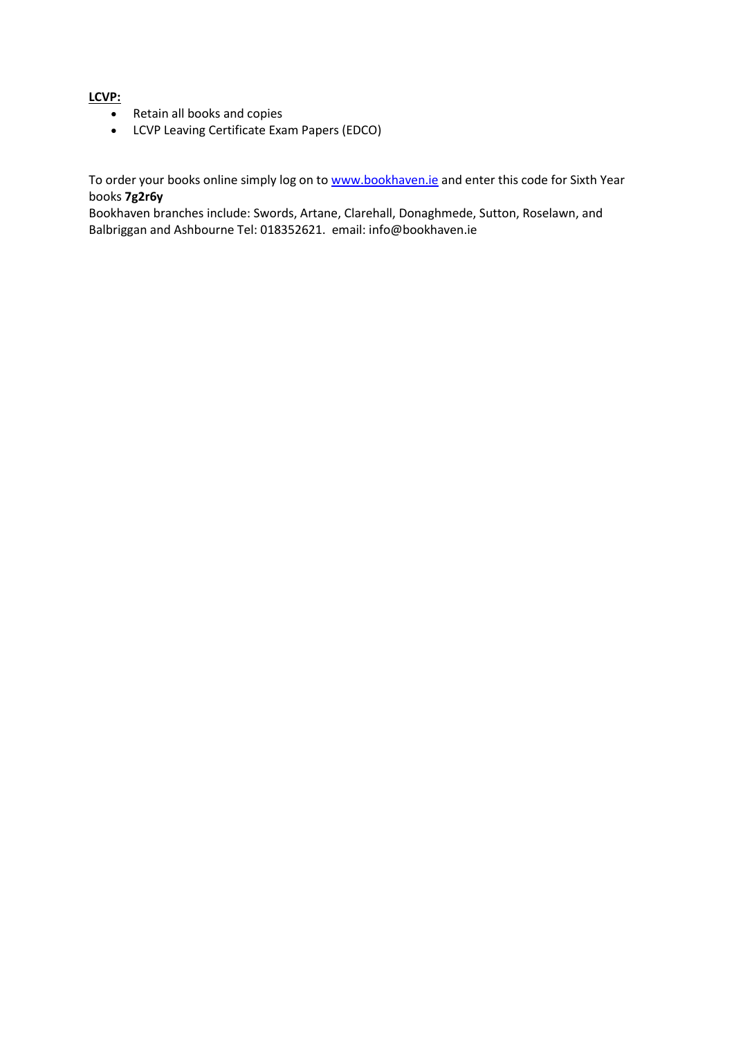**<u>LCVP:</u>**

- Retain all books and copies
- LCVP Leaving Certificate Exam Papers (EDCO)

To order your books online simply log on to [www.bookhaven.ie](http://www.bookhaven.ie) and enter this code for Sixth Year books **7g2r6y**

Bookhaven branches include: Swords, Artane, Clarehall, Donaghmede, Sutton, Roselawn, and Balbriggan and Ashbourne Tel: 018352621. email: info@bookhaven.ie